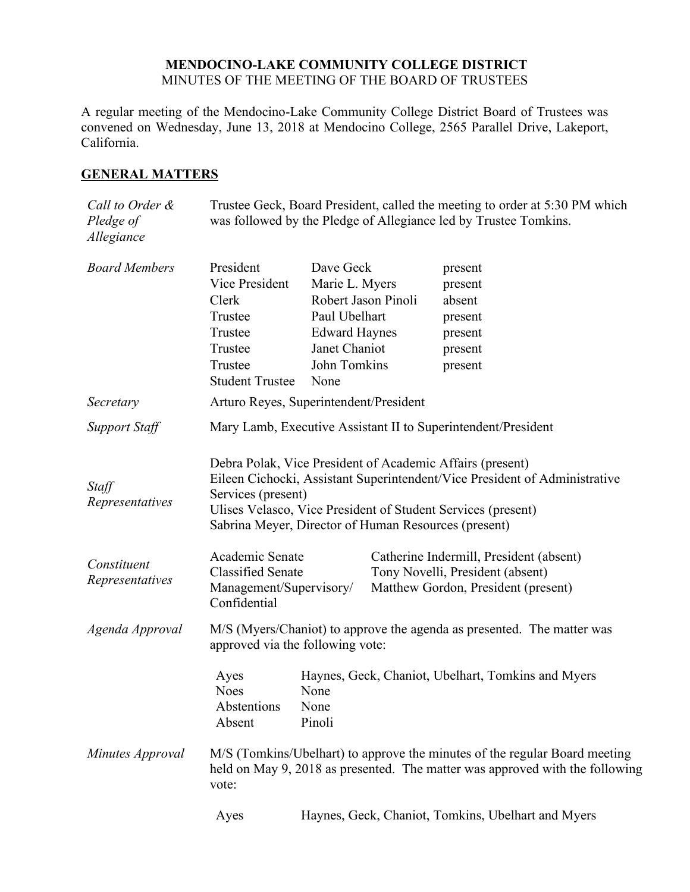**MENDOCINO-LAKE COMMUNITY COLLEGE DISTRICT**
MINUTES OF THE MEETING OF THE BOARD OF TRUSTEES

A regular meeting of the Mendocino-Lake Community College District Board of Trustees was convened on Wednesday, June 13, 2018 at Mendocino College, 2565 Parallel Drive, Lakeport, California.

## GENERAL MATTERS

*Call to Order & Pledge of Allegiance*

Trustee Geck, Board President, called the meeting to order at 5:30 PM which was followed by the Pledge of Allegiance led by Trustee Tomkins.

*Board Members*

| | | |
|---|---|---|
| President | Dave Geck | present |
| Vice President | Marie L. Myers | present |
| Clerk | Robert Jason Pinoli | absent |
| Trustee | Paul Ubelhart | present |
| Trustee | Edward Haynes | present |
| Trustee | Janet Chaniot | present |
| Trustee | John Tomkins | present |
| Student Trustee | None | |

*Secretary*

Arturo Reyes, Superintendent/President

*Support Staff*

Mary Lamb, Executive Assistant II to Superintendent/President

*Staff Representatives*

Debra Polak, Vice President of Academic Affairs (present)
Eileen Cichocki, Assistant Superintendent/Vice President of Administrative Services (present)
Ulises Velasco, Vice President of Student Services (present)
Sabrina Meyer, Director of Human Resources (present)

*Constituent Representatives*

| | |
|---|---|
| Academic Senate | Catherine Indermill, President (absent) |
| Classified Senate | Tony Novelli, President (absent) |
| Management/Supervisory/ Confidential | Matthew Gordon, President (present) |

*Agenda Approval*

M/S (Myers/Chaniot) to approve the agenda as presented. The matter was approved via the following vote:

| | |
|---|---|
| Ayes | Haynes, Geck, Chaniot, Ubelhart, Tomkins and Myers |
| Noes | None |
| Abstentions | None |
| Absent | Pinoli |

*Minutes Approval*

M/S (Tomkins/Ubelhart) to approve the minutes of the regular Board meeting held on May 9, 2018 as presented. The matter was approved with the following vote:

| | |
|---|---|
| Ayes | Haynes, Geck, Chaniot, Tomkins, Ubelhart and Myers |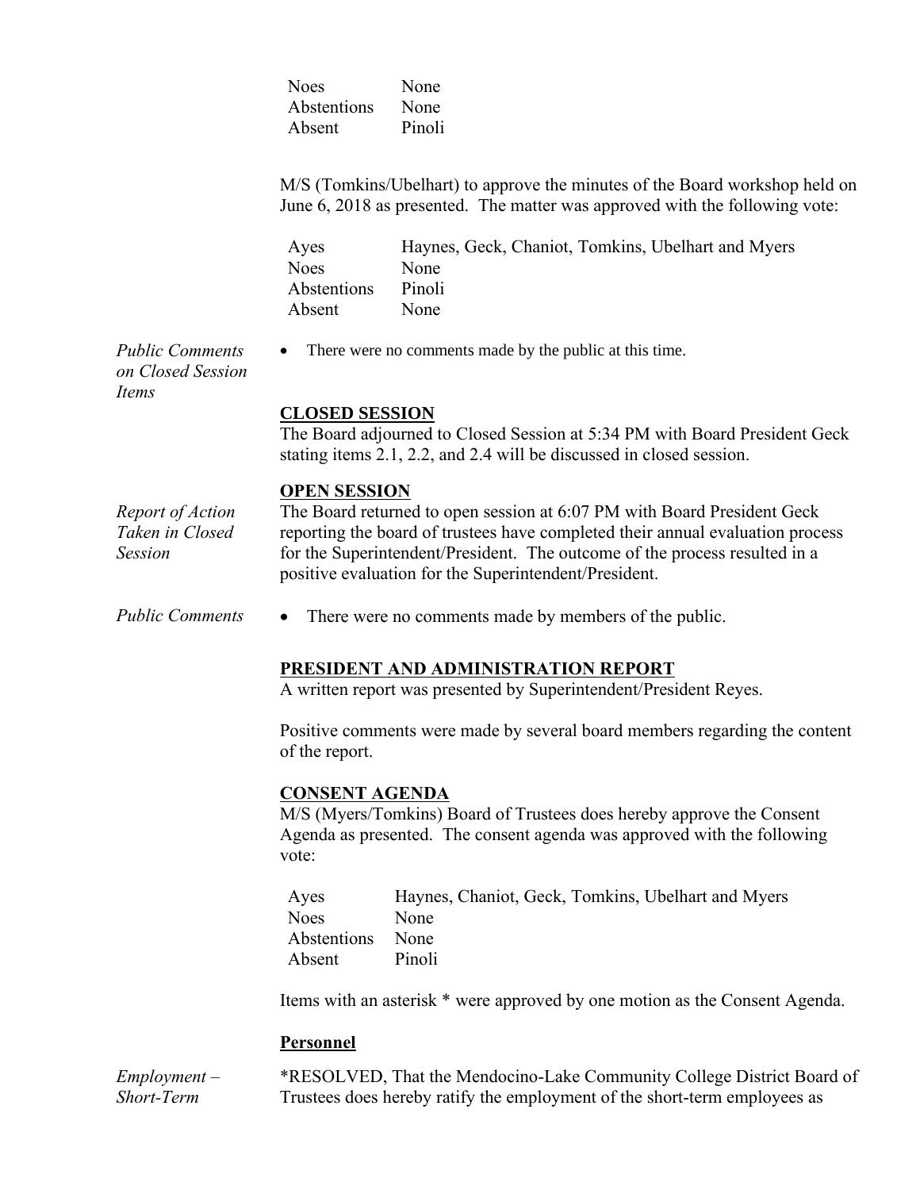| | |
|---|---|
| Noes | None |
| Abstentions | None |
| Absent | Pinoli |

M/S (Tomkins/Ubelhart) to approve the minutes of the Board workshop held on June 6, 2018 as presented. The matter was approved with the following vote:

| | |
|---|---|
| Ayes | Haynes, Geck, Chaniot, Tomkins, Ubelhart and Myers |
| Noes | None |
| Abstentions | Pinoli |
| Absent | None |

*Public Comments on Closed Session Items*

- There were no comments made by the public at this time.

**CLOSED SESSION**

The Board adjourned to Closed Session at 5:34 PM with Board President Geck stating items 2.1, 2.2, and 2.4 will be discussed in closed session.

**OPEN SESSION**

*Report of Action Taken in Closed Session*

The Board returned to open session at 6:07 PM with Board President Geck reporting the board of trustees have completed their annual evaluation process for the Superintendent/President. The outcome of the process resulted in a positive evaluation for the Superintendent/President.

*Public Comments*

- There were no comments made by members of the public.

**PRESIDENT AND ADMINISTRATION REPORT**

A written report was presented by Superintendent/President Reyes.

Positive comments were made by several board members regarding the content of the report.

**CONSENT AGENDA**

M/S (Myers/Tomkins) Board of Trustees does hereby approve the Consent Agenda as presented. The consent agenda was approved with the following vote:

| | |
|---|---|
| Ayes | Haynes, Chaniot, Geck, Tomkins, Ubelhart and Myers |
| Noes | None |
| Abstentions | None |
| Absent | Pinoli |

Items with an asterisk * were approved by one motion as the Consent Agenda.

**Personnel**

*Employment – Short-Term*

*RESOLVED, That the Mendocino-Lake Community College District Board of Trustees does hereby ratify the employment of the short-term employees as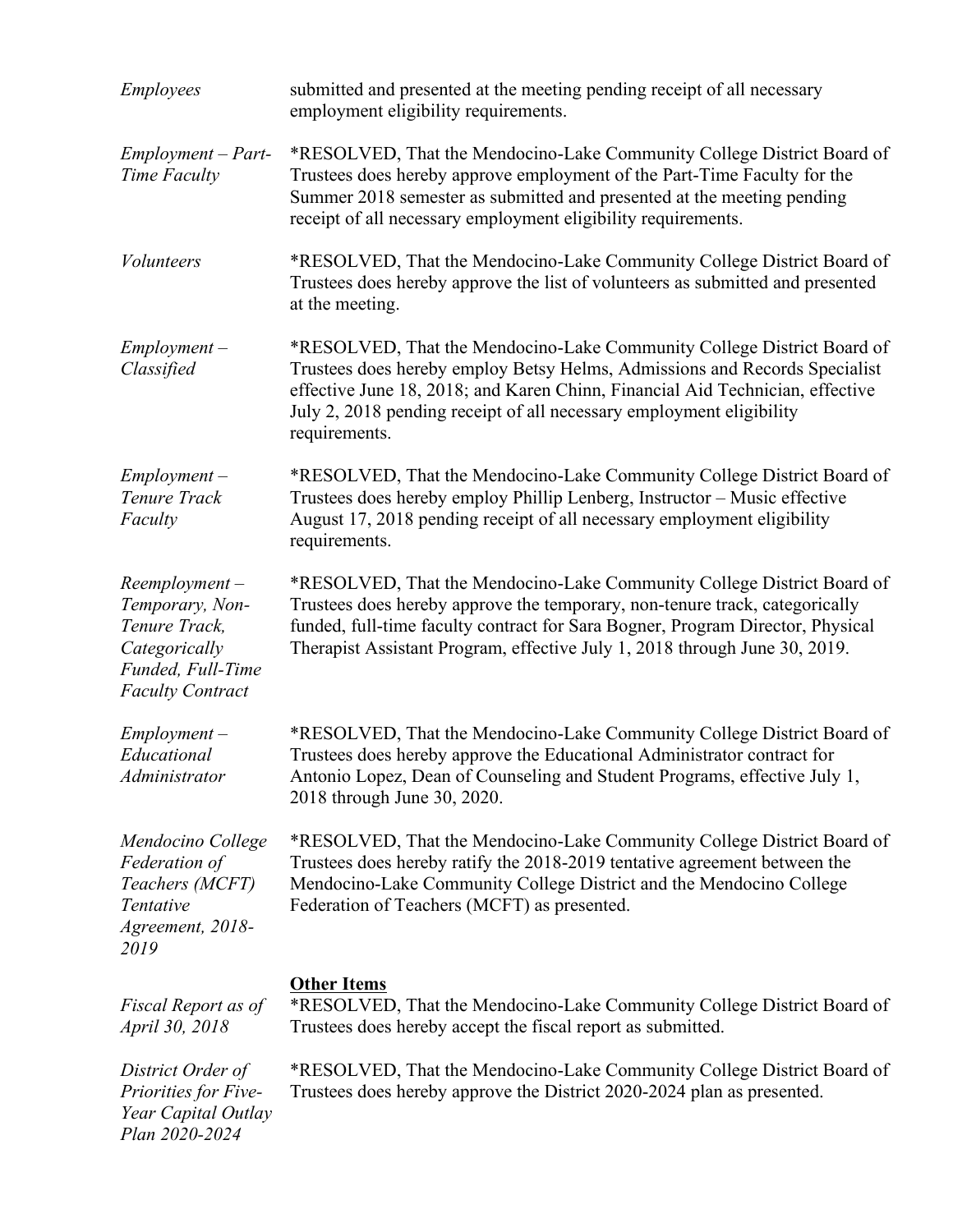*Employees*

submitted and presented at the meeting pending receipt of all necessary employment eligibility requirements.

*Employment – Part-Time Faculty*

*RESOLVED, That the Mendocino-Lake Community College District Board of Trustees does hereby approve employment of the Part-Time Faculty for the Summer 2018 semester as submitted and presented at the meeting pending receipt of all necessary employment eligibility requirements.

*Volunteers*

*RESOLVED, That the Mendocino-Lake Community College District Board of Trustees does hereby approve the list of volunteers as submitted and presented at the meeting.

*Employment – Classified*

*RESOLVED, That the Mendocino-Lake Community College District Board of Trustees does hereby employ Betsy Helms, Admissions and Records Specialist effective June 18, 2018; and Karen Chinn, Financial Aid Technician, effective July 2, 2018 pending receipt of all necessary employment eligibility requirements.

*Employment – Tenure Track Faculty*

*RESOLVED, That the Mendocino-Lake Community College District Board of Trustees does hereby employ Phillip Lenberg, Instructor – Music effective August 17, 2018 pending receipt of all necessary employment eligibility requirements.

*Reemployment – Temporary, Non-Tenure Track, Categorically Funded, Full-Time Faculty Contract*

*RESOLVED, That the Mendocino-Lake Community College District Board of Trustees does hereby approve the temporary, non-tenure track, categorically funded, full-time faculty contract for Sara Bogner, Program Director, Physical Therapist Assistant Program, effective July 1, 2018 through June 30, 2019.

*Employment – Educational Administrator*

*RESOLVED, That the Mendocino-Lake Community College District Board of Trustees does hereby approve the Educational Administrator contract for Antonio Lopez, Dean of Counseling and Student Programs, effective July 1, 2018 through June 30, 2020.

*Mendocino College Federation of Teachers (MCFT) Tentative Agreement, 2018-2019*

*RESOLVED, That the Mendocino-Lake Community College District Board of Trustees does hereby ratify the 2018-2019 tentative agreement between the Mendocino-Lake Community College District and the Mendocino College Federation of Teachers (MCFT) as presented.

**Other Items**

*Fiscal Report as of April 30, 2018*

*RESOLVED, That the Mendocino-Lake Community College District Board of Trustees does hereby accept the fiscal report as submitted.

*District Order of Priorities for Five-Year Capital Outlay Plan 2020-2024*

*RESOLVED, That the Mendocino-Lake Community College District Board of Trustees does hereby approve the District 2020-2024 plan as presented.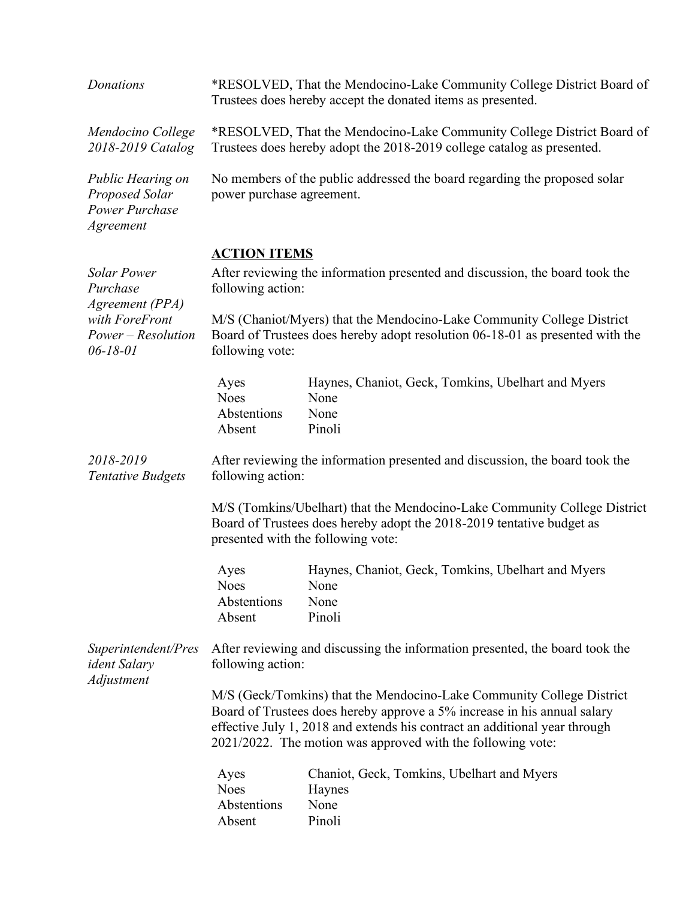*Donations*

*RESOLVED, That the Mendocino-Lake Community College District Board of Trustees does hereby accept the donated items as presented.

*Mendocino College 2018-2019 Catalog*

*RESOLVED, That the Mendocino-Lake Community College District Board of Trustees does hereby adopt the 2018-2019 college catalog as presented.

*Public Hearing on Proposed Solar Power Purchase Agreement*

No members of the public addressed the board regarding the proposed solar power purchase agreement.

## ACTION ITEMS

*Solar Power Purchase Agreement (PPA) with ForeFront Power – Resolution 06-18-01*

After reviewing the information presented and discussion, the board took the following action:

M/S (Chaniot/Myers) that the Mendocino-Lake Community College District Board of Trustees does hereby adopt resolution 06-18-01 as presented with the following vote:

| | |
|---|---|
| Ayes | Haynes, Chaniot, Geck, Tomkins, Ubelhart and Myers |
| Noes | None |
| Abstentions | None |
| Absent | Pinoli |

*2018-2019 Tentative Budgets*

After reviewing the information presented and discussion, the board took the following action:

M/S (Tomkins/Ubelhart) that the Mendocino-Lake Community College District Board of Trustees does hereby adopt the 2018-2019 tentative budget as presented with the following vote:

| | |
|---|---|
| Ayes | Haynes, Chaniot, Geck, Tomkins, Ubelhart and Myers |
| Noes | None |
| Abstentions | None |
| Absent | Pinoli |

*Superintendent/President Salary Adjustment*

After reviewing and discussing the information presented, the board took the following action:

M/S (Geck/Tomkins) that the Mendocino-Lake Community College District Board of Trustees does hereby approve a 5% increase in his annual salary effective July 1, 2018 and extends his contract an additional year through 2021/2022. The motion was approved with the following vote:

| | |
|---|---|
| Ayes | Chaniot, Geck, Tomkins, Ubelhart and Myers |
| Noes | Haynes |
| Abstentions | None |
| Absent | Pinoli |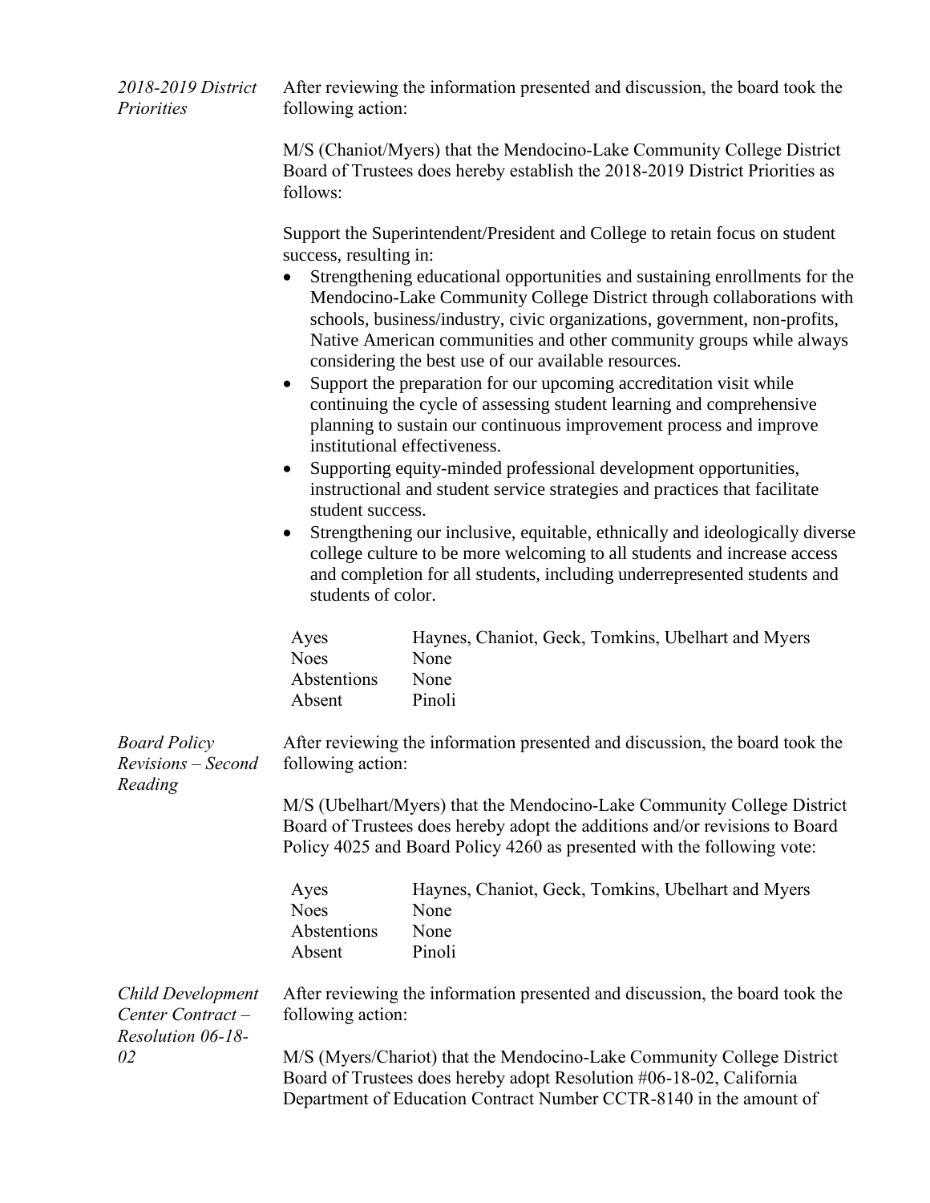*2018-2019 District Priorities*

After reviewing the information presented and discussion, the board took the following action:

M/S (Chaniot/Myers) that the Mendocino-Lake Community College District Board of Trustees does hereby establish the 2018-2019 District Priorities as follows:

Support the Superintendent/President and College to retain focus on student success, resulting in:

- Strengthening educational opportunities and sustaining enrollments for the Mendocino-Lake Community College District through collaborations with schools, business/industry, civic organizations, government, non-profits, Native American communities and other community groups while always considering the best use of our available resources.
- Support the preparation for our upcoming accreditation visit while continuing the cycle of assessing student learning and comprehensive planning to sustain our continuous improvement process and improve institutional effectiveness.
- Supporting equity-minded professional development opportunities, instructional and student service strategies and practices that facilitate student success.
- Strengthening our inclusive, equitable, ethnically and ideologically diverse college culture to be more welcoming to all students and increase access and completion for all students, including underrepresented students and students of color.

| | |
|---|---|
| Ayes | Haynes, Chaniot, Geck, Tomkins, Ubelhart and Myers |
| Noes | None |
| Abstentions | None |
| Absent | Pinoli |

*Board Policy Revisions – Second Reading*

After reviewing the information presented and discussion, the board took the following action:

M/S (Ubelhart/Myers) that the Mendocino-Lake Community College District Board of Trustees does hereby adopt the additions and/or revisions to Board Policy 4025 and Board Policy 4260 as presented with the following vote:

| | |
|---|---|
| Ayes | Haynes, Chaniot, Geck, Tomkins, Ubelhart and Myers |
| Noes | None |
| Abstentions | None |
| Absent | Pinoli |

*Child Development Center Contract – Resolution 06-18-02*

After reviewing the information presented and discussion, the board took the following action:

M/S (Myers/Chariot) that the Mendocino-Lake Community College District Board of Trustees does hereby adopt Resolution #06-18-02, California Department of Education Contract Number CCTR-8140 in the amount of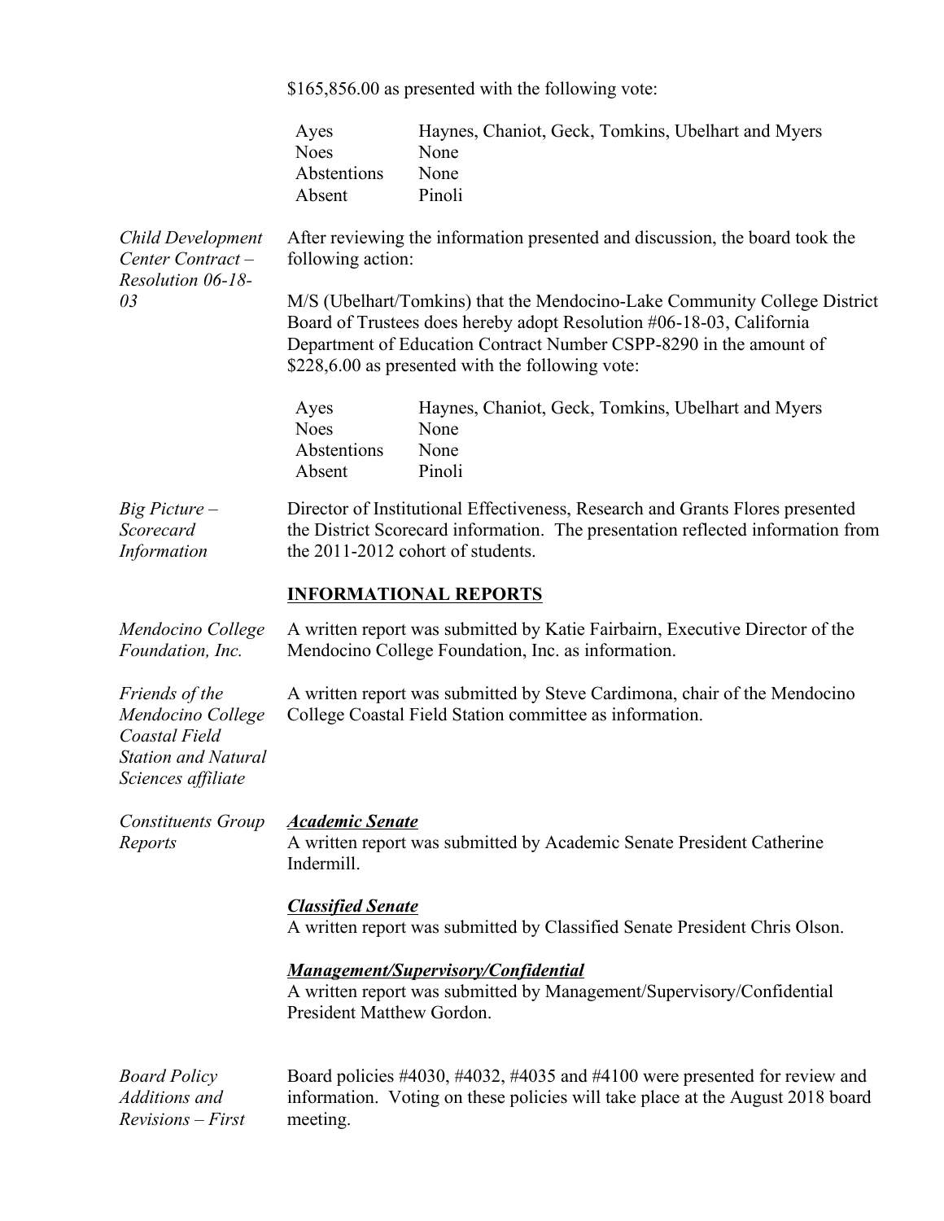$165,856.00 as presented with the following vote:

| | |
|---|---|
| Ayes | Haynes, Chaniot, Geck, Tomkins, Ubelhart and Myers |
| Noes | None |
| Abstentions | None |
| Absent | Pinoli |

*Child Development Center Contract – Resolution 06-18-03*

After reviewing the information presented and discussion, the board took the following action:

M/S (Ubelhart/Tomkins) that the Mendocino-Lake Community College District Board of Trustees does hereby adopt Resolution #06-18-03, California Department of Education Contract Number CSPP-8290 in the amount of $228,6.00 as presented with the following vote:

| | |
|---|---|
| Ayes | Haynes, Chaniot, Geck, Tomkins, Ubelhart and Myers |
| Noes | None |
| Abstentions | None |
| Absent | Pinoli |

*Big Picture – Scorecard Information*

Director of Institutional Effectiveness, Research and Grants Flores presented the District Scorecard information. The presentation reflected information from the 2011-2012 cohort of students.

## INFORMATIONAL REPORTS

*Mendocino College Foundation, Inc.*

A written report was submitted by Katie Fairbairn, Executive Director of the Mendocino College Foundation, Inc. as information.

*Friends of the Mendocino College Coastal Field Station and Natural Sciences affiliate*

A written report was submitted by Steve Cardimona, chair of the Mendocino College Coastal Field Station committee as information.

*Constituents Group Reports*

***Academic Senate***
A written report was submitted by Academic Senate President Catherine Indermill.

***Classified Senate***
A written report was submitted by Classified Senate President Chris Olson.

***Management/Supervisory/Confidential***
A written report was submitted by Management/Supervisory/Confidential President Matthew Gordon.

*Board Policy Additions and Revisions – First*

Board policies #4030, #4032, #4035 and #4100 were presented for review and information. Voting on these policies will take place at the August 2018 board meeting.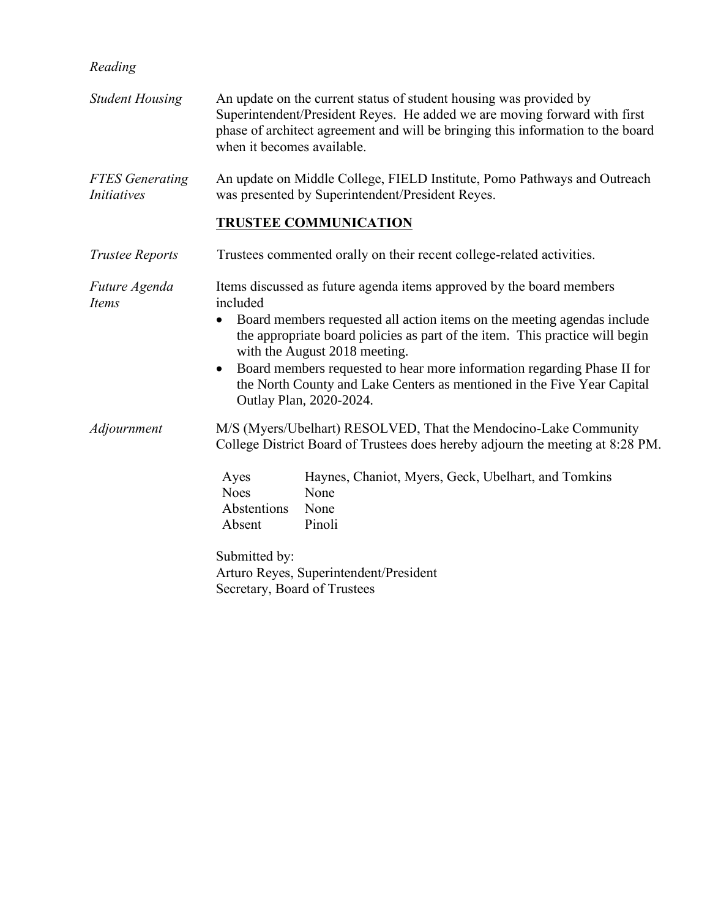*Reading*

*Student Housing* An update on the current status of student housing was provided by Superintendent/President Reyes. He added we are moving forward with first phase of architect agreement and will be bringing this information to the board when it becomes available.

*FTES Generating Initiatives* An update on Middle College, FIELD Institute, Pomo Pathways and Outreach was presented by Superintendent/President Reyes.

**TRUSTEE COMMUNICATION**

*Trustee Reports* Trustees commented orally on their recent college-related activities.

*Future Agenda Items* Items discussed as future agenda items approved by the board members included

- Board members requested all action items on the meeting agendas include the appropriate board policies as part of the item. This practice will begin with the August 2018 meeting.
- Board members requested to hear more information regarding Phase II for the North County and Lake Centers as mentioned in the Five Year Capital Outlay Plan, 2020-2024.

*Adjournment* M/S (Myers/Ubelhart) RESOLVED, That the Mendocino-Lake Community College District Board of Trustees does hereby adjourn the meeting at 8:28 PM.

| | |
|---|---|
| Ayes | Haynes, Chaniot, Myers, Geck, Ubelhart, and Tomkins |
| Noes | None |
| Abstentions | None |
| Absent | Pinoli |

Submitted by:
Arturo Reyes, Superintendent/President
Secretary, Board of Trustees